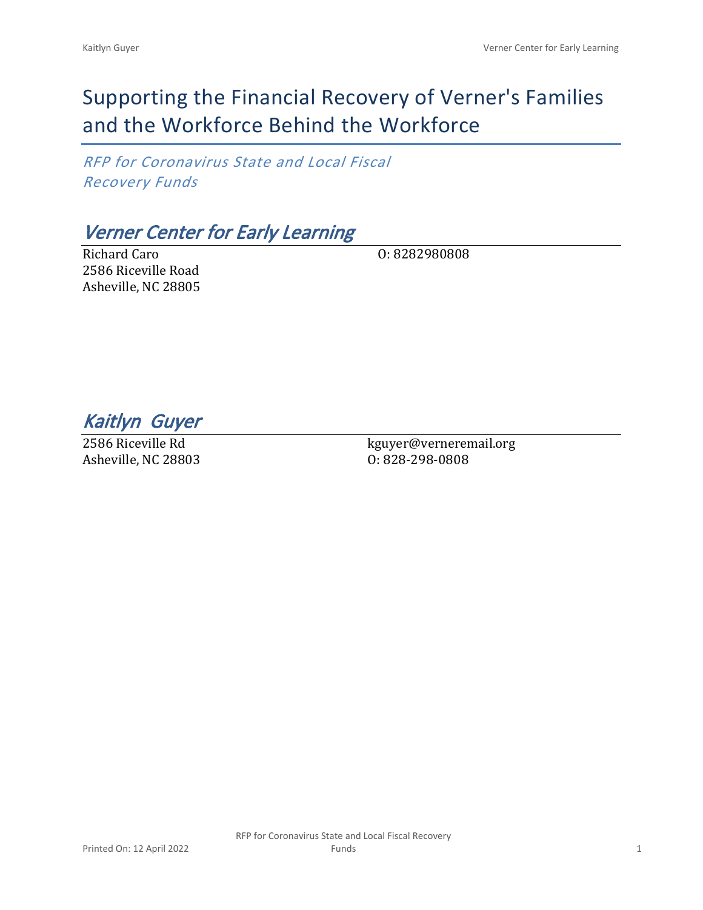# Supporting the Financial Recovery of Verner's Families and the Workforce Behind the Workforce

*RFP for Coronavirus State and Local Fiscal Recovery Funds*

## *Verner Center for Early Learning*

Richard Caro
2586 Riceville Road
Asheville, NC 28805

O: 8282980808

## *Kaitlyn Guyer*

2586 Riceville Rd
Asheville, NC 28803

kguyer@verneremail.org
O: 828-298-0808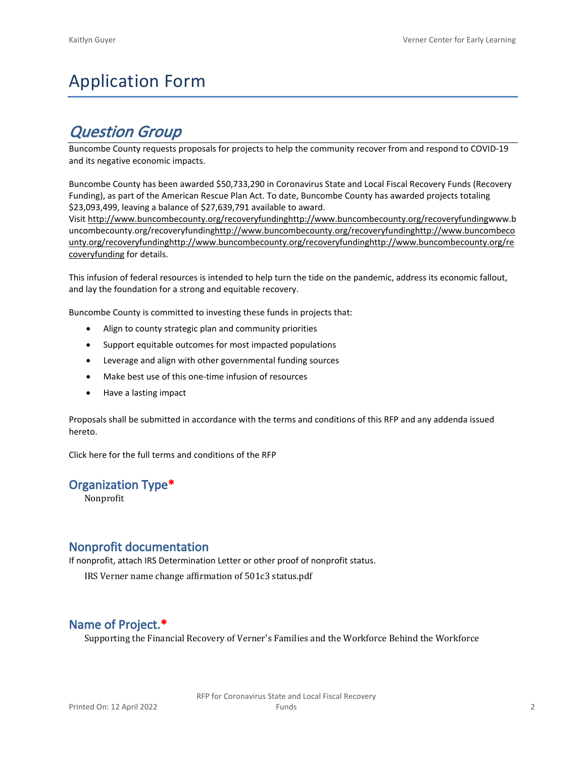# Application Form

## *Question Group*

Buncombe County requests proposals for projects to help the community recover from and respond to COVID-19 and its negative economic impacts.

Buncombe County has been awarded $50,733,290 in Coronavirus State and Local Fiscal Recovery Funds (Recovery Funding), as part of the American Rescue Plan Act. To date, Buncombe County has awarded projects totaling $23,093,499, leaving a balance of $27,639,791 available to award.
Visit http://www.buncombecounty.org/recoveryfundinghttp://www.buncombecounty.org/recoveryfundingwww.buncombecounty.org/recoveryfundinghttp://www.buncombecounty.org/recoveryfundinghttp://www.buncombecounty.org/recoveryfundinghttp://www.buncombecounty.org/recoveryfundinghttp://www.buncombecounty.org/recoveryfunding for details.

This infusion of federal resources is intended to help turn the tide on the pandemic, address its economic fallout, and lay the foundation for a strong and equitable recovery.

Buncombe County is committed to investing these funds in projects that:

- Align to county strategic plan and community priorities
- Support equitable outcomes for most impacted populations
- Leverage and align with other governmental funding sources
- Make best use of this one-time infusion of resources
- Have a lasting impact

Proposals shall be submitted in accordance with the terms and conditions of this RFP and any addenda issued hereto.

Click here for the full terms and conditions of the RFP

### Organization Type*

Nonprofit

### Nonprofit documentation

If nonprofit, attach IRS Determination Letter or other proof of nonprofit status.

IRS Verner name change affirmation of 501c3 status.pdf

### Name of Project.*

Supporting the Financial Recovery of Verner's Families and the Workforce Behind the Workforce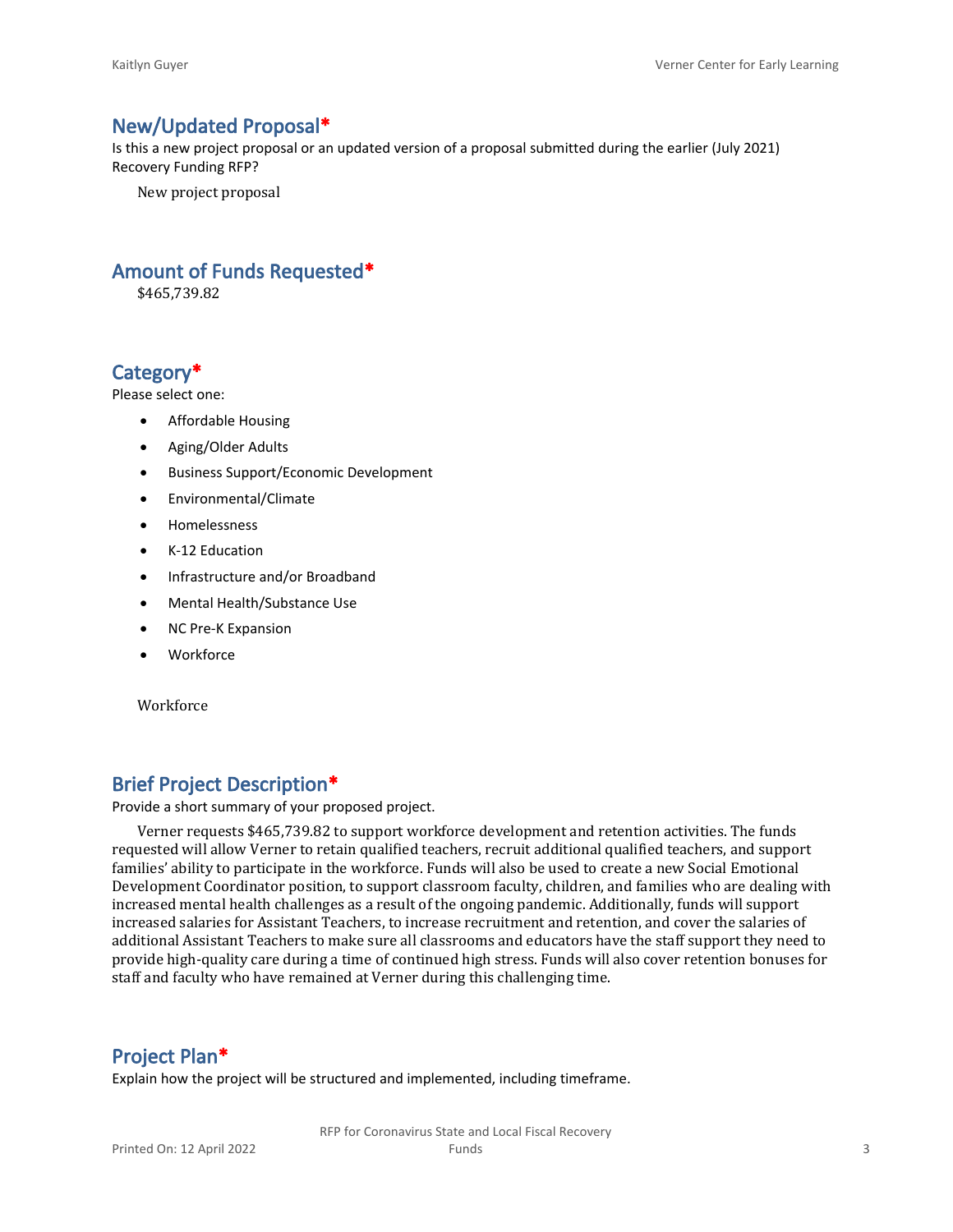## New/Updated Proposal*

Is this a new project proposal or an updated version of a proposal submitted during the earlier (July 2021) Recovery Funding RFP?

New project proposal

## Amount of Funds Requested*

$465,739.82

## Category*

Please select one:

- Affordable Housing
- Aging/Older Adults
- Business Support/Economic Development
- Environmental/Climate
- Homelessness
- K-12 Education
- Infrastructure and/or Broadband
- Mental Health/Substance Use
- NC Pre-K Expansion
- Workforce

Workforce

## Brief Project Description*

Provide a short summary of your proposed project.

Verner requests $465,739.82 to support workforce development and retention activities. The funds requested will allow Verner to retain qualified teachers, recruit additional qualified teachers, and support families' ability to participate in the workforce. Funds will also be used to create a new Social Emotional Development Coordinator position, to support classroom faculty, children, and families who are dealing with increased mental health challenges as a result of the ongoing pandemic. Additionally, funds will support increased salaries for Assistant Teachers, to increase recruitment and retention, and cover the salaries of additional Assistant Teachers to make sure all classrooms and educators have the staff support they need to provide high-quality care during a time of continued high stress. Funds will also cover retention bonuses for staff and faculty who have remained at Verner during this challenging time.

## Project Plan*

Explain how the project will be structured and implemented, including timeframe.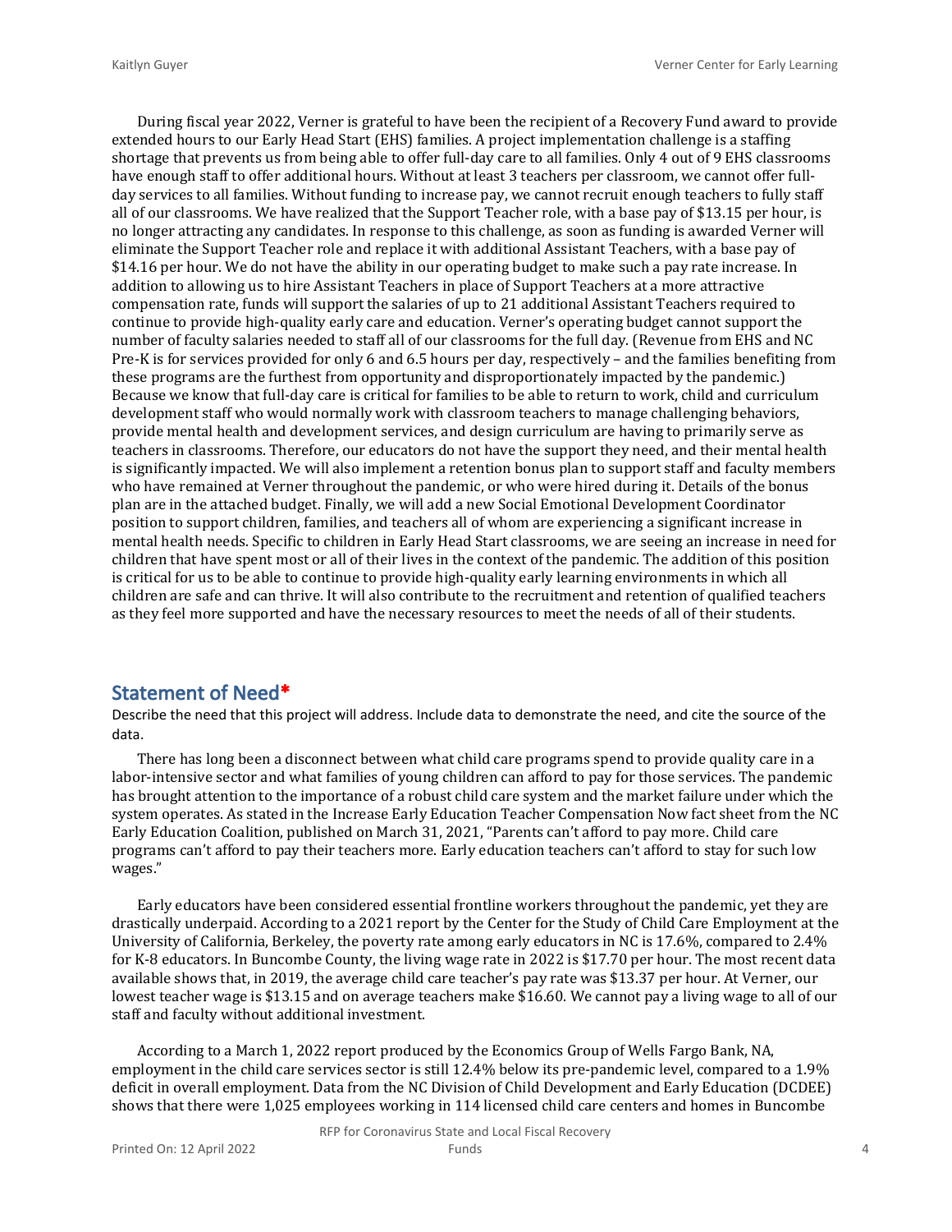During fiscal year 2022, Verner is grateful to have been the recipient of a Recovery Fund award to provide extended hours to our Early Head Start (EHS) families. A project implementation challenge is a staffing shortage that prevents us from being able to offer full-day care to all families. Only 4 out of 9 EHS classrooms have enough staff to offer additional hours. Without at least 3 teachers per classroom, we cannot offer full-day services to all families. Without funding to increase pay, we cannot recruit enough teachers to fully staff all of our classrooms. We have realized that the Support Teacher role, with a base pay of $13.15 per hour, is no longer attracting any candidates. In response to this challenge, as soon as funding is awarded Verner will eliminate the Support Teacher role and replace it with additional Assistant Teachers, with a base pay of $14.16 per hour. We do not have the ability in our operating budget to make such a pay rate increase. In addition to allowing us to hire Assistant Teachers in place of Support Teachers at a more attractive compensation rate, funds will support the salaries of up to 21 additional Assistant Teachers required to continue to provide high-quality early care and education. Verner's operating budget cannot support the number of faculty salaries needed to staff all of our classrooms for the full day. (Revenue from EHS and NC Pre-K is for services provided for only 6 and 6.5 hours per day, respectively – and the families benefiting from these programs are the furthest from opportunity and disproportionately impacted by the pandemic.) Because we know that full-day care is critical for families to be able to return to work, child and curriculum development staff who would normally work with classroom teachers to manage challenging behaviors, provide mental health and development services, and design curriculum are having to primarily serve as teachers in classrooms. Therefore, our educators do not have the support they need, and their mental health is significantly impacted. We will also implement a retention bonus plan to support staff and faculty members who have remained at Verner throughout the pandemic, or who were hired during it. Details of the bonus plan are in the attached budget. Finally, we will add a new Social Emotional Development Coordinator position to support children, families, and teachers all of whom are experiencing a significant increase in mental health needs. Specific to children in Early Head Start classrooms, we are seeing an increase in need for children that have spent most or all of their lives in the context of the pandemic. The addition of this position is critical for us to be able to continue to provide high-quality early learning environments in which all children are safe and can thrive. It will also contribute to the recruitment and retention of qualified teachers as they feel more supported and have the necessary resources to meet the needs of all of their students.

## Statement of Need*

Describe the need that this project will address. Include data to demonstrate the need, and cite the source of the data.

There has long been a disconnect between what child care programs spend to provide quality care in a labor-intensive sector and what families of young children can afford to pay for those services. The pandemic has brought attention to the importance of a robust child care system and the market failure under which the system operates. As stated in the Increase Early Education Teacher Compensation Now fact sheet from the NC Early Education Coalition, published on March 31, 2021, "Parents can't afford to pay more. Child care programs can't afford to pay their teachers more. Early education teachers can't afford to stay for such low wages."

Early educators have been considered essential frontline workers throughout the pandemic, yet they are drastically underpaid. According to a 2021 report by the Center for the Study of Child Care Employment at the University of California, Berkeley, the poverty rate among early educators in NC is 17.6%, compared to 2.4% for K-8 educators. In Buncombe County, the living wage rate in 2022 is $17.70 per hour. The most recent data available shows that, in 2019, the average child care teacher's pay rate was $13.37 per hour. At Verner, our lowest teacher wage is $13.15 and on average teachers make $16.60. We cannot pay a living wage to all of our staff and faculty without additional investment.

According to a March 1, 2022 report produced by the Economics Group of Wells Fargo Bank, NA, employment in the child care services sector is still 12.4% below its pre-pandemic level, compared to a 1.9% deficit in overall employment. Data from the NC Division of Child Development and Early Education (DCDEE) shows that there were 1,025 employees working in 114 licensed child care centers and homes in Buncombe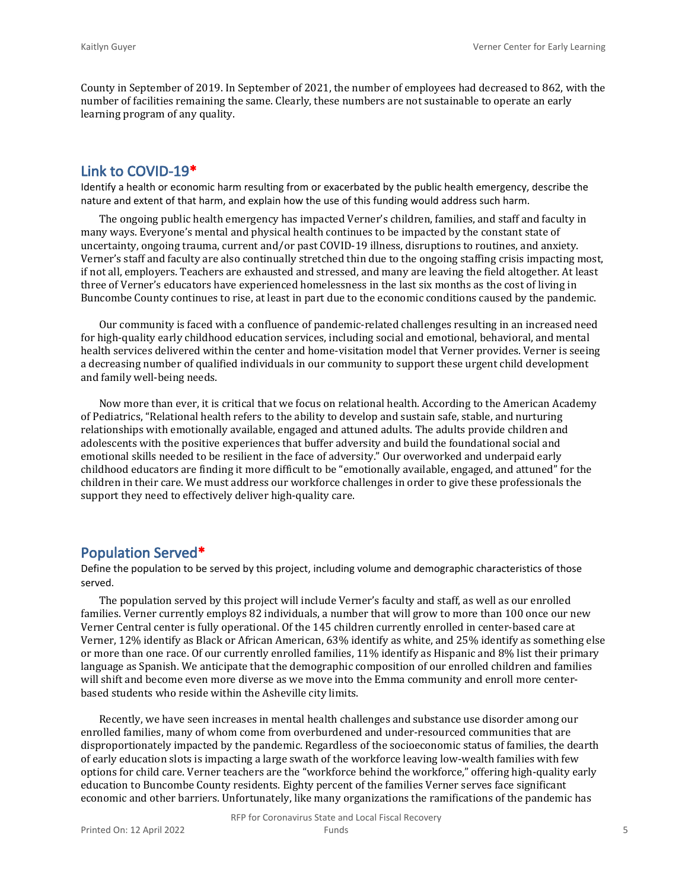County in September of 2019. In September of 2021, the number of employees had decreased to 862, with the number of facilities remaining the same. Clearly, these numbers are not sustainable to operate an early learning program of any quality.

## Link to COVID-19*

Identify a health or economic harm resulting from or exacerbated by the public health emergency, describe the nature and extent of that harm, and explain how the use of this funding would address such harm.

The ongoing public health emergency has impacted Verner's children, families, and staff and faculty in many ways. Everyone's mental and physical health continues to be impacted by the constant state of uncertainty, ongoing trauma, current and/or past COVID-19 illness, disruptions to routines, and anxiety. Verner's staff and faculty are also continually stretched thin due to the ongoing staffing crisis impacting most, if not all, employers. Teachers are exhausted and stressed, and many are leaving the field altogether. At least three of Verner's educators have experienced homelessness in the last six months as the cost of living in Buncombe County continues to rise, at least in part due to the economic conditions caused by the pandemic.

Our community is faced with a confluence of pandemic-related challenges resulting in an increased need for high-quality early childhood education services, including social and emotional, behavioral, and mental health services delivered within the center and home-visitation model that Verner provides. Verner is seeing a decreasing number of qualified individuals in our community to support these urgent child development and family well-being needs.

Now more than ever, it is critical that we focus on relational health. According to the American Academy of Pediatrics, "Relational health refers to the ability to develop and sustain safe, stable, and nurturing relationships with emotionally available, engaged and attuned adults. The adults provide children and adolescents with the positive experiences that buffer adversity and build the foundational social and emotional skills needed to be resilient in the face of adversity." Our overworked and underpaid early childhood educators are finding it more difficult to be "emotionally available, engaged, and attuned" for the children in their care. We must address our workforce challenges in order to give these professionals the support they need to effectively deliver high-quality care.

## Population Served*

Define the population to be served by this project, including volume and demographic characteristics of those served.

The population served by this project will include Verner's faculty and staff, as well as our enrolled families. Verner currently employs 82 individuals, a number that will grow to more than 100 once our new Verner Central center is fully operational. Of the 145 children currently enrolled in center-based care at Verner, 12% identify as Black or African American, 63% identify as white, and 25% identify as something else or more than one race. Of our currently enrolled families, 11% identify as Hispanic and 8% list their primary language as Spanish. We anticipate that the demographic composition of our enrolled children and families will shift and become even more diverse as we move into the Emma community and enroll more center-based students who reside within the Asheville city limits.

Recently, we have seen increases in mental health challenges and substance use disorder among our enrolled families, many of whom come from overburdened and under-resourced communities that are disproportionately impacted by the pandemic. Regardless of the socioeconomic status of families, the dearth of early education slots is impacting a large swath of the workforce leaving low-wealth families with few options for child care. Verner teachers are the "workforce behind the workforce," offering high-quality early education to Buncombe County residents. Eighty percent of the families Verner serves face significant economic and other barriers. Unfortunately, like many organizations the ramifications of the pandemic has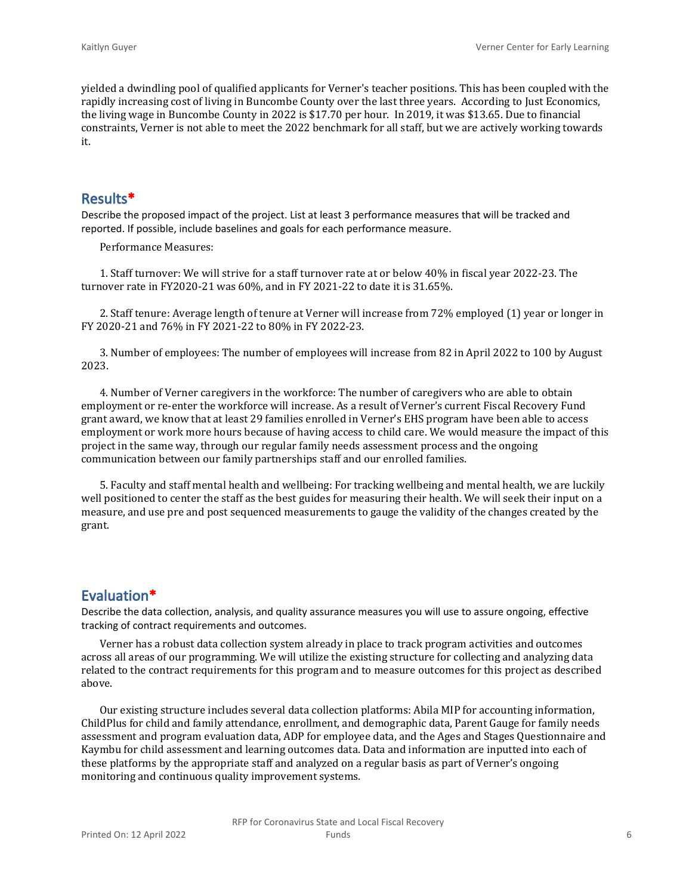yielded a dwindling pool of qualified applicants for Verner's teacher positions. This has been coupled with the rapidly increasing cost of living in Buncombe County over the last three years. According to Just Economics, the living wage in Buncombe County in 2022 is $17.70 per hour. In 2019, it was $13.65. Due to financial constraints, Verner is not able to meet the 2022 benchmark for all staff, but we are actively working towards it.

## Results*

Describe the proposed impact of the project. List at least 3 performance measures that will be tracked and reported. If possible, include baselines and goals for each performance measure.

Performance Measures:

1. Staff turnover: We will strive for a staff turnover rate at or below 40% in fiscal year 2022-23. The turnover rate in FY2020-21 was 60%, and in FY 2021-22 to date it is 31.65%.

2. Staff tenure: Average length of tenure at Verner will increase from 72% employed (1) year or longer in FY 2020-21 and 76% in FY 2021-22 to 80% in FY 2022-23.

3. Number of employees: The number of employees will increase from 82 in April 2022 to 100 by August 2023.

4. Number of Verner caregivers in the workforce: The number of caregivers who are able to obtain employment or re-enter the workforce will increase. As a result of Verner's current Fiscal Recovery Fund grant award, we know that at least 29 families enrolled in Verner's EHS program have been able to access employment or work more hours because of having access to child care. We would measure the impact of this project in the same way, through our regular family needs assessment process and the ongoing communication between our family partnerships staff and our enrolled families.

5. Faculty and staff mental health and wellbeing: For tracking wellbeing and mental health, we are luckily well positioned to center the staff as the best guides for measuring their health. We will seek their input on a measure, and use pre and post sequenced measurements to gauge the validity of the changes created by the grant.

## Evaluation*

Describe the data collection, analysis, and quality assurance measures you will use to assure ongoing, effective tracking of contract requirements and outcomes.

Verner has a robust data collection system already in place to track program activities and outcomes across all areas of our programming. We will utilize the existing structure for collecting and analyzing data related to the contract requirements for this program and to measure outcomes for this project as described above.

Our existing structure includes several data collection platforms: Abila MIP for accounting information, ChildPlus for child and family attendance, enrollment, and demographic data, Parent Gauge for family needs assessment and program evaluation data, ADP for employee data, and the Ages and Stages Questionnaire and Kaymbu for child assessment and learning outcomes data. Data and information are inputted into each of these platforms by the appropriate staff and analyzed on a regular basis as part of Verner's ongoing monitoring and continuous quality improvement systems.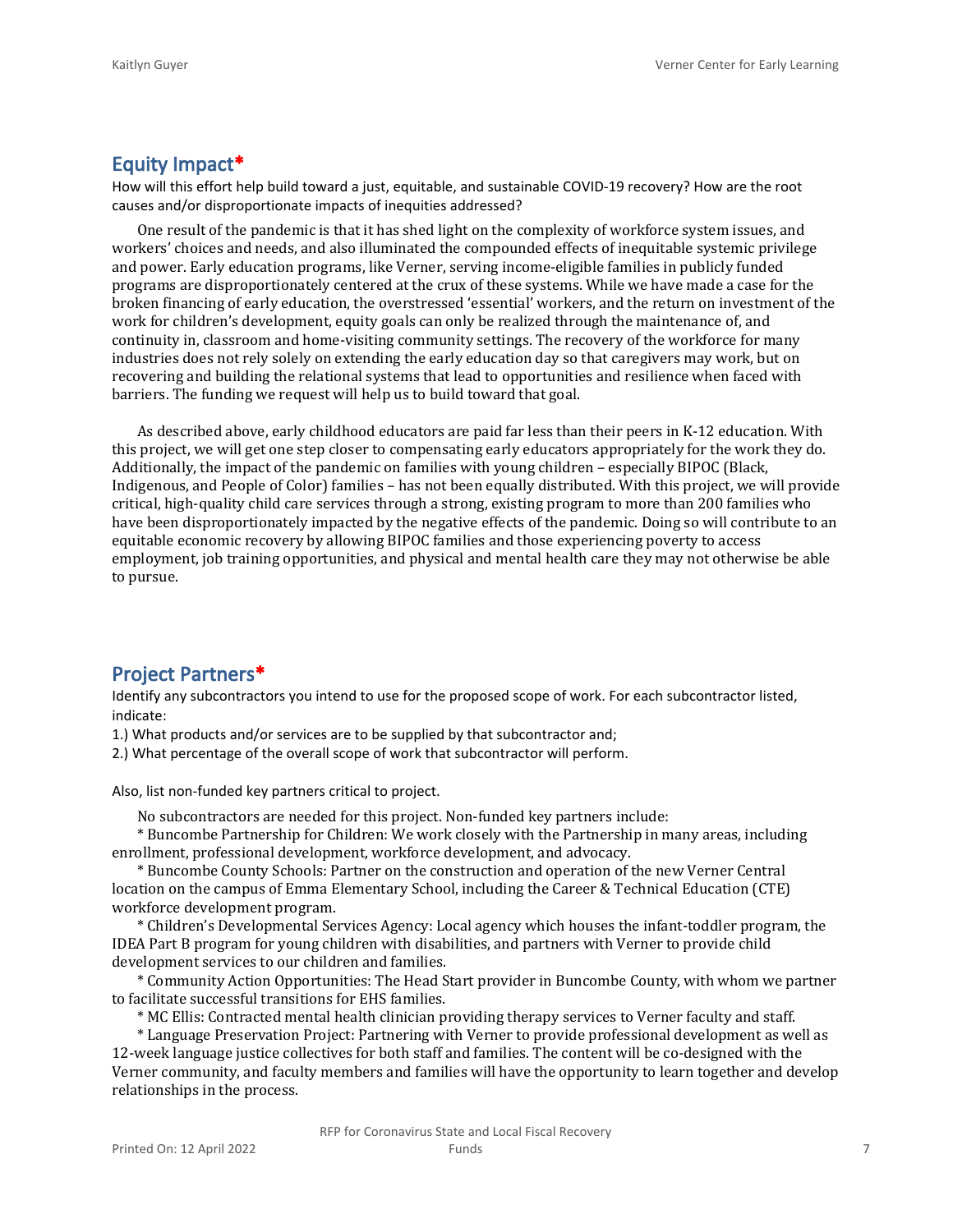## Equity Impact*

How will this effort help build toward a just, equitable, and sustainable COVID-19 recovery? How are the root causes and/or disproportionate impacts of inequities addressed?

One result of the pandemic is that it has shed light on the complexity of workforce system issues, and workers' choices and needs, and also illuminated the compounded effects of inequitable systemic privilege and power. Early education programs, like Verner, serving income-eligible families in publicly funded programs are disproportionately centered at the crux of these systems. While we have made a case for the broken financing of early education, the overstressed 'essential' workers, and the return on investment of the work for children's development, equity goals can only be realized through the maintenance of, and continuity in, classroom and home-visiting community settings. The recovery of the workforce for many industries does not rely solely on extending the early education day so that caregivers may work, but on recovering and building the relational systems that lead to opportunities and resilience when faced with barriers. The funding we request will help us to build toward that goal.

As described above, early childhood educators are paid far less than their peers in K-12 education. With this project, we will get one step closer to compensating early educators appropriately for the work they do. Additionally, the impact of the pandemic on families with young children – especially BIPOC (Black, Indigenous, and People of Color) families – has not been equally distributed. With this project, we will provide critical, high-quality child care services through a strong, existing program to more than 200 families who have been disproportionately impacted by the negative effects of the pandemic. Doing so will contribute to an equitable economic recovery by allowing BIPOC families and those experiencing poverty to access employment, job training opportunities, and physical and mental health care they may not otherwise be able to pursue.

## Project Partners*

Identify any subcontractors you intend to use for the proposed scope of work. For each subcontractor listed, indicate:

1.) What products and/or services are to be supplied by that subcontractor and;

2.) What percentage of the overall scope of work that subcontractor will perform.

Also, list non-funded key partners critical to project.

No subcontractors are needed for this project. Non-funded key partners include:

* Buncombe Partnership for Children: We work closely with the Partnership in many areas, including enrollment, professional development, workforce development, and advocacy.
* Buncombe County Schools: Partner on the construction and operation of the new Verner Central location on the campus of Emma Elementary School, including the Career & Technical Education (CTE) workforce development program.
* Children's Developmental Services Agency: Local agency which houses the infant-toddler program, the IDEA Part B program for young children with disabilities, and partners with Verner to provide child development services to our children and families.
* Community Action Opportunities: The Head Start provider in Buncombe County, with whom we partner to facilitate successful transitions for EHS families.
* MC Ellis: Contracted mental health clinician providing therapy services to Verner faculty and staff.
* Language Preservation Project: Partnering with Verner to provide professional development as well as 12-week language justice collectives for both staff and families. The content will be co-designed with the Verner community, and faculty members and families will have the opportunity to learn together and develop relationships in the process.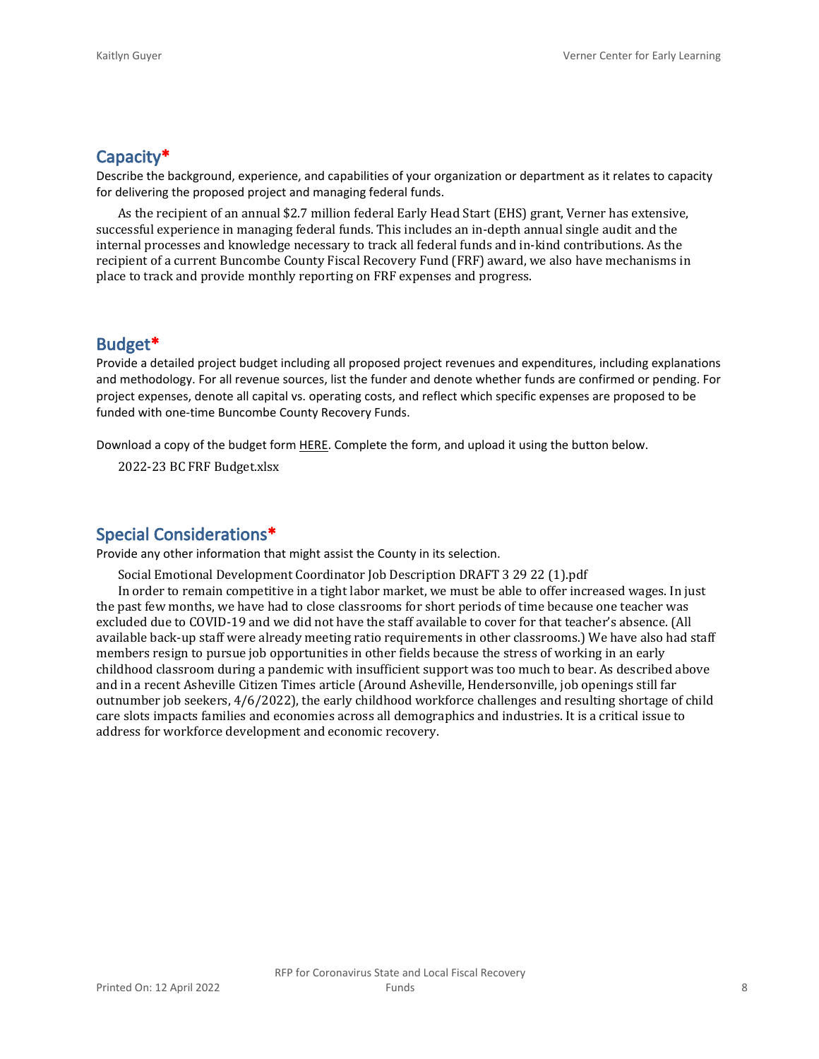## Capacity*

Describe the background, experience, and capabilities of your organization or department as it relates to capacity for delivering the proposed project and managing federal funds.

As the recipient of an annual $2.7 million federal Early Head Start (EHS) grant, Verner has extensive, successful experience in managing federal funds. This includes an in-depth annual single audit and the internal processes and knowledge necessary to track all federal funds and in-kind contributions. As the recipient of a current Buncombe County Fiscal Recovery Fund (FRF) award, we also have mechanisms in place to track and provide monthly reporting on FRF expenses and progress.

## Budget*

Provide a detailed project budget including all proposed project revenues and expenditures, including explanations and methodology. For all revenue sources, list the funder and denote whether funds are confirmed or pending. For project expenses, denote all capital vs. operating costs, and reflect which specific expenses are proposed to be funded with one-time Buncombe County Recovery Funds.

Download a copy of the budget form HERE. Complete the form, and upload it using the button below.

2022-23 BC FRF Budget.xlsx

## Special Considerations*

Provide any other information that might assist the County in its selection.

Social Emotional Development Coordinator Job Description DRAFT 3 29 22 (1).pdf

In order to remain competitive in a tight labor market, we must be able to offer increased wages. In just the past few months, we have had to close classrooms for short periods of time because one teacher was excluded due to COVID-19 and we did not have the staff available to cover for that teacher's absence. (All available back-up staff were already meeting ratio requirements in other classrooms.) We have also had staff members resign to pursue job opportunities in other fields because the stress of working in an early childhood classroom during a pandemic with insufficient support was too much to bear. As described above and in a recent Asheville Citizen Times article (Around Asheville, Hendersonville, job openings still far outnumber job seekers, 4/6/2022), the early childhood workforce challenges and resulting shortage of child care slots impacts families and economies across all demographics and industries. It is a critical issue to address for workforce development and economic recovery.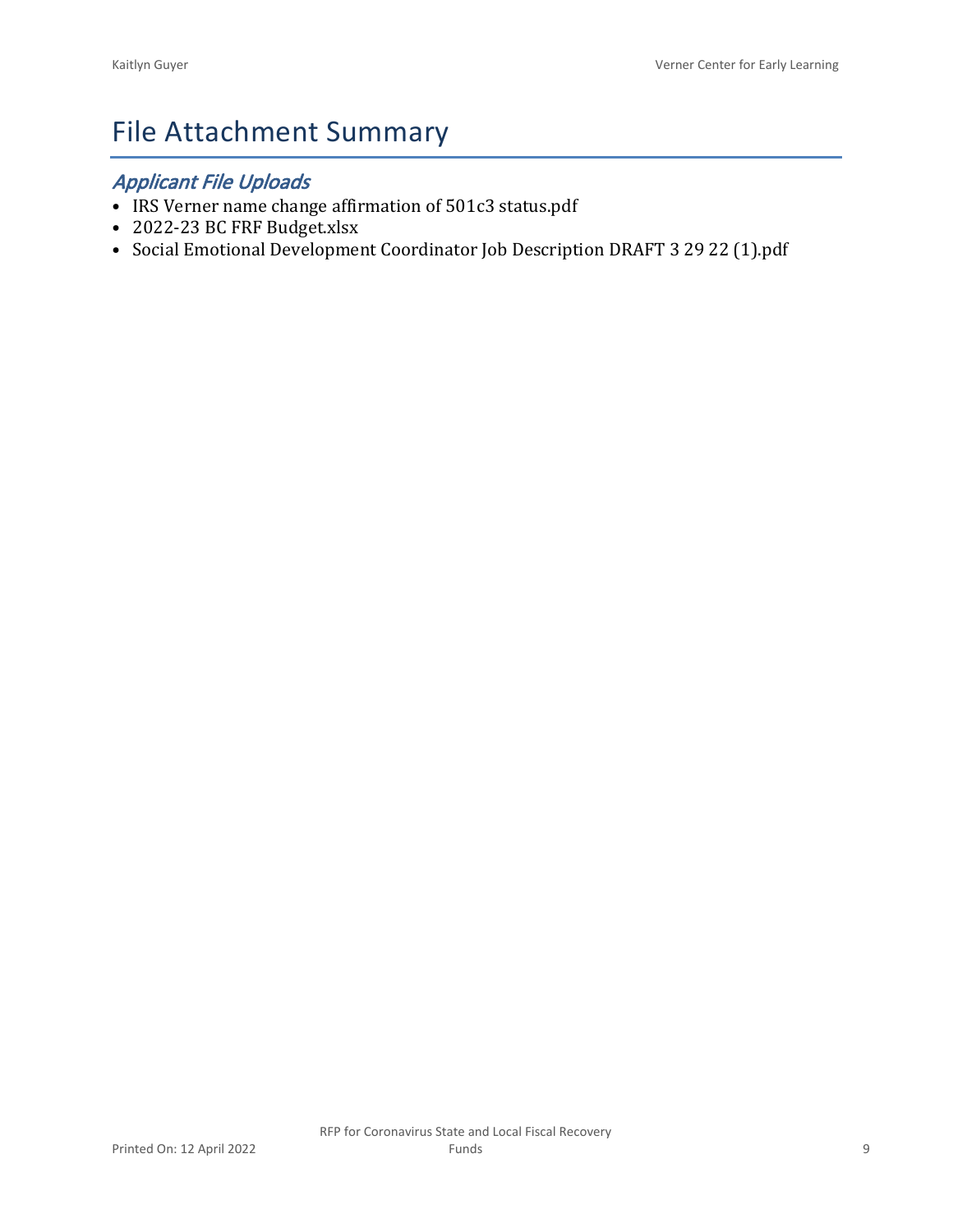# File Attachment Summary

## *Applicant File Uploads*

- IRS Verner name change affirmation of 501c3 status.pdf
- 2022-23 BC FRF Budget.xlsx
- Social Emotional Development Coordinator Job Description DRAFT 3 29 22 (1).pdf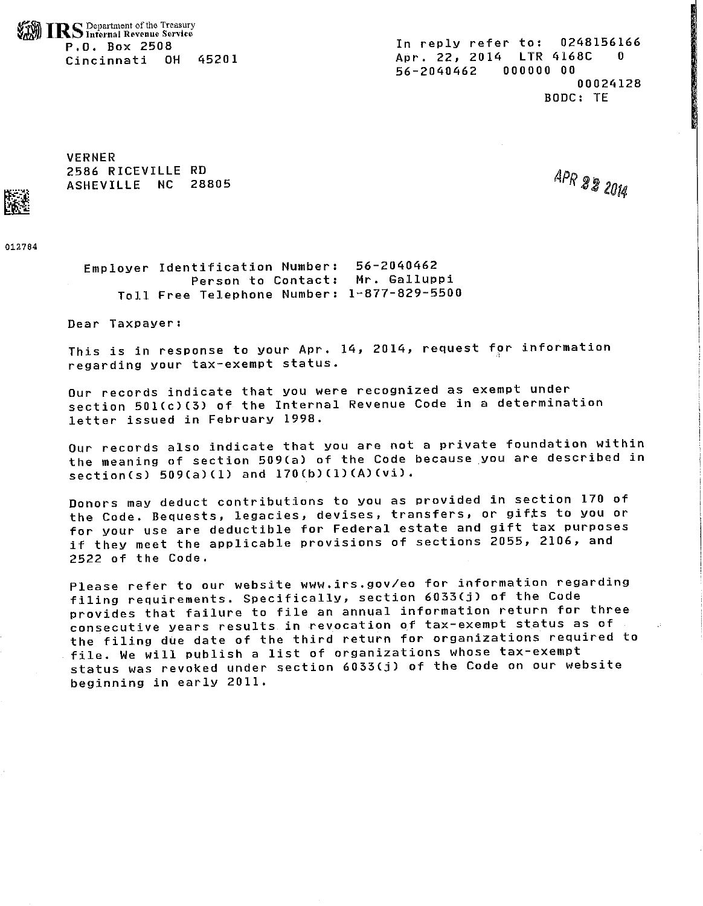IRS Department of the Treasury
Internal Revenue Service
P.O. Box 2508
Cincinnati OH 45201

In reply refer to: 0248156166
Apr. 22, 2014 LTR 4168C 0
56-2040462 000000 00
00024128
BODC: TE

VERNER
2586 RICEVILLE RD
ASHEVILLE NC 28805

APR 22 2014

012784

Employer Identification Number: 56-2040462
Person to Contact: Mr. Galluppi
Toll Free Telephone Number: 1-877-829-5500

Dear Taxpayer:

This is in response to your Apr. 14, 2014, request for information regarding your tax-exempt status.

Our records indicate that you were recognized as exempt under section 501(c)(3) of the Internal Revenue Code in a determination letter issued in February 1998.

Our records also indicate that you are not a private foundation within the meaning of section 509(a) of the Code because you are described in section(s) 509(a)(1) and 170(b)(1)(A)(vi).

Donors may deduct contributions to you as provided in section 170 of the Code. Bequests, legacies, devises, transfers, or gifts to you or for your use are deductible for Federal estate and gift tax purposes if they meet the applicable provisions of sections 2055, 2106, and 2522 of the Code.

Please refer to our website www.irs.gov/eo for information regarding filing requirements. Specifically, section 6033(j) of the Code provides that failure to file an annual information return for three consecutive years results in revocation of tax-exempt status as of the filing due date of the third return for organizations required to file. We will publish a list of organizations whose tax-exempt status was revoked under section 6033(j) of the Code on our website beginning in early 2011.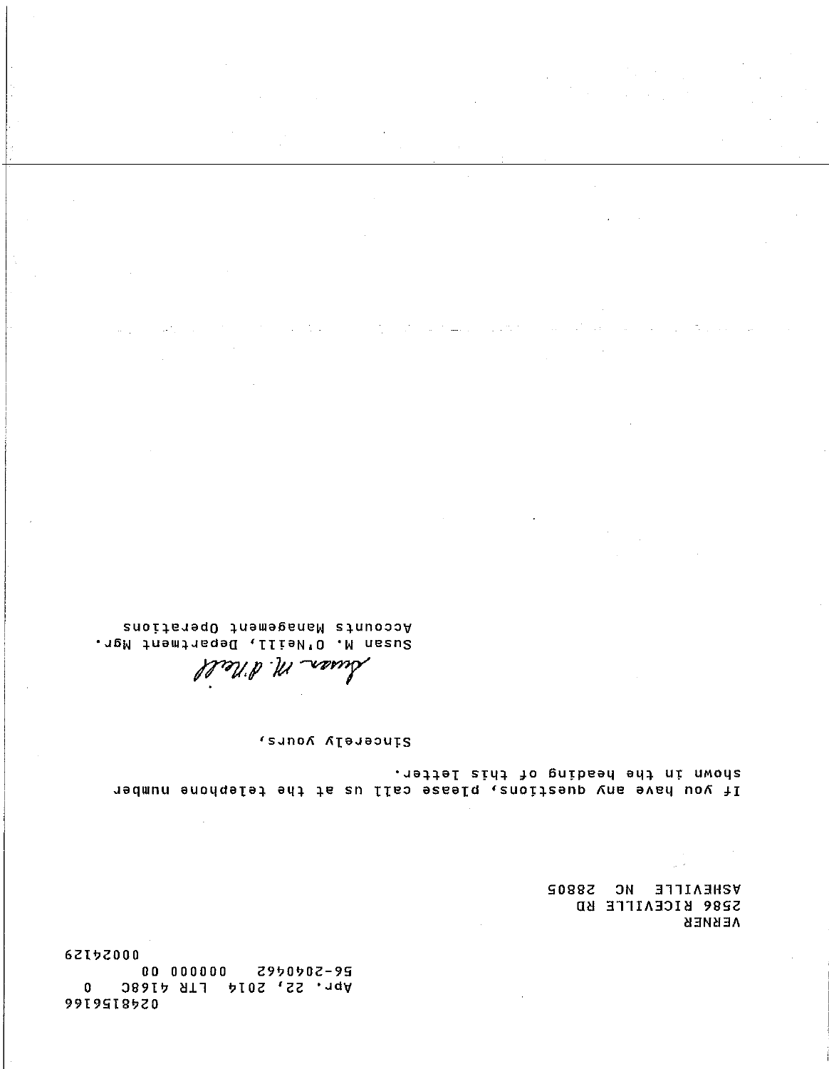0248156166
Apr. 22, 2014 LTR 4168C 0
56-2040462 000000 00
00024129

VERNER
2586 RICEVILLE RD
ASHEVILLE NC 28805

If you have any questions, please call us at the telephone number shown in the heading of this letter.

Sincerely yours,

Susan M. O'Neill

Susan M. O'Neill, Department Mgr.
Accounts Management Operations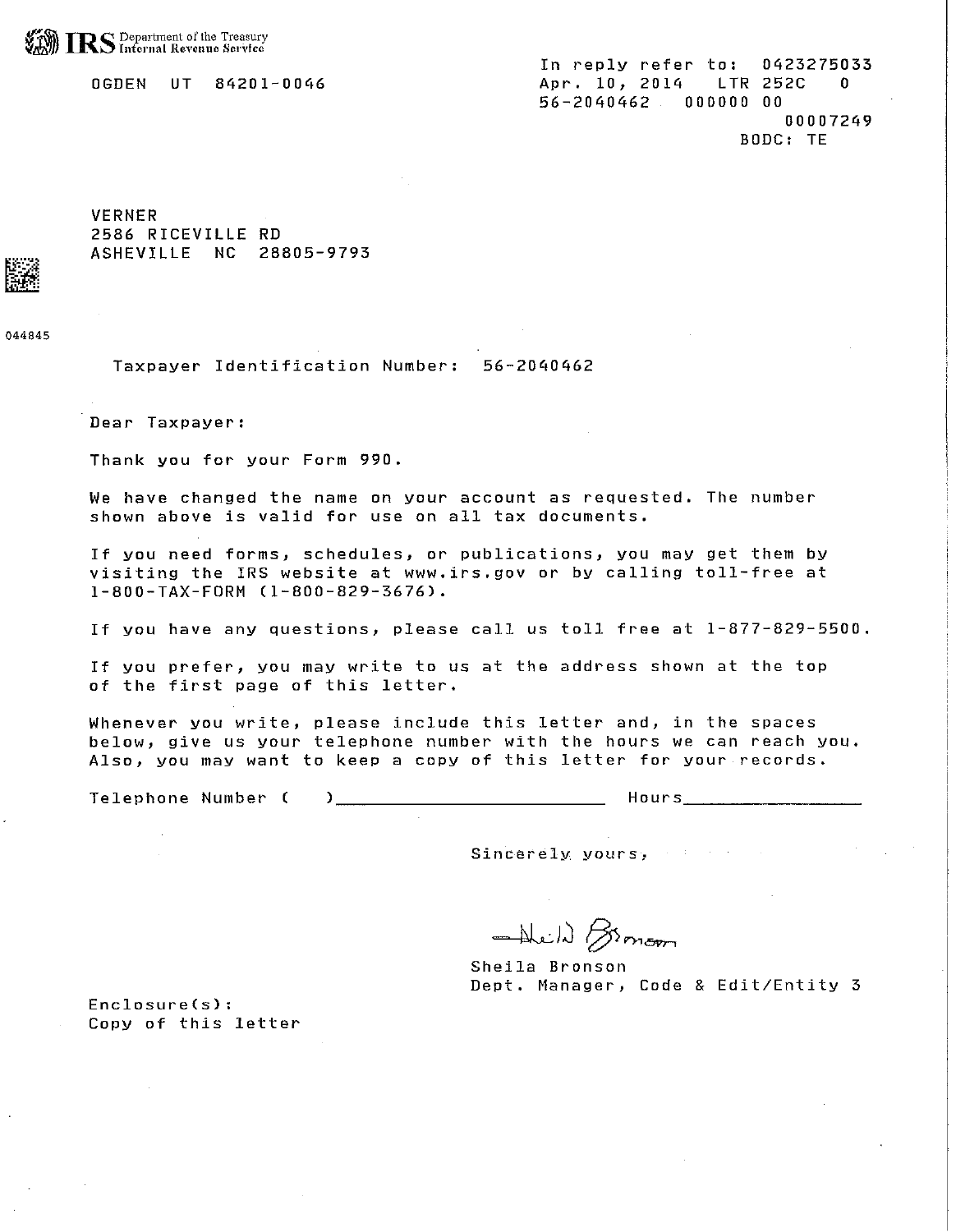IRS Department of the Treasury
Internal Revenue Service

OGDEN UT 84201-0046

In reply refer to: 0423275033
Apr. 10, 2014 LTR 252C 0
56-2040462 000000 00
00007249
BODC: TE

VERNER
2586 RICEVILLE RD
ASHEVILLE NC 28805-9793

044845

Taxpayer Identification Number: 56-2040462

Dear Taxpayer:

Thank you for your Form 990.

We have changed the name on your account as requested. The number shown above is valid for use on all tax documents.

If you need forms, schedules, or publications, you may get them by visiting the IRS website at www.irs.gov or by calling toll-free at 1-800-TAX-FORM (1-800-829-3676).

If you have any questions, please call us toll free at 1-877-829-5500.

If you prefer, you may write to us at the address shown at the top of the first page of this letter.

Whenever you write, please include this letter and, in the spaces below, give us your telephone number with the hours we can reach you. Also, you may want to keep a copy of this letter for your records.

Telephone Number ( )________________________ Hours________________

Sincerely yours,

Sheila Bronson
Dept. Manager, Code & Edit/Entity 3

Enclosure(s):
Copy of this letter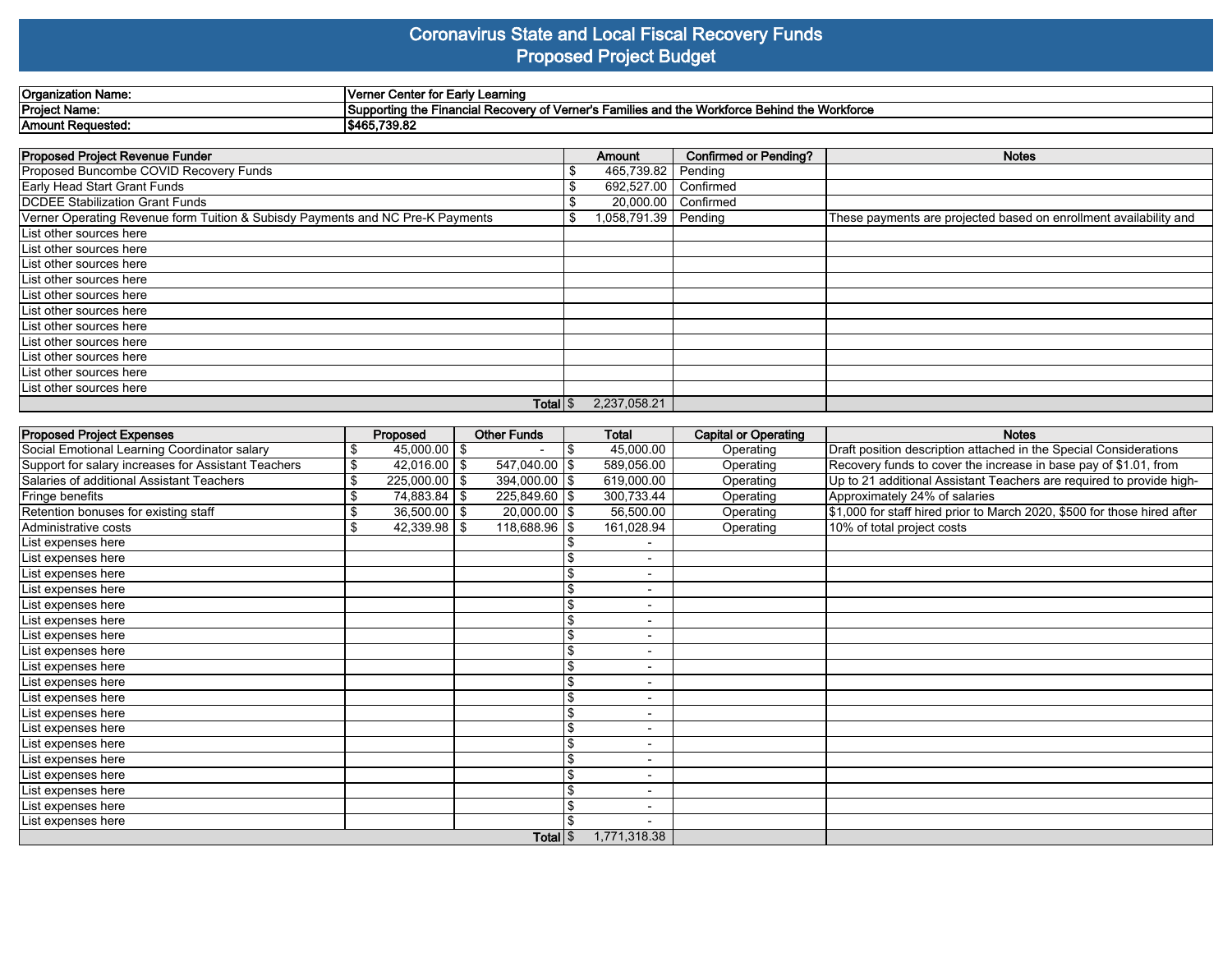# Coronavirus State and Local Fiscal Recovery Funds
## Proposed Project Budget

| | |
|---|---|
| **Organization Name:** | **Verner Center for Early Learning** |
| **Project Name:** | **Supporting the Financial Recovery of Verner's Families and the Workforce Behind the Workforce** |
| **Amount Requested:** | **$465,739.82** |

| Proposed Project Revenue Funder | Amount | Confirmed or Pending? | Notes |
|---|---|---|---|
| Proposed Buncombe COVID Recovery Funds | $ 465,739.82 | Pending | |
| Early Head Start Grant Funds | $ 692,527.00 | Confirmed | |
| DCDEE Stabilization Grant Funds | $ 20,000.00 | Confirmed | |
| Verner Operating Revenue form Tuition & Subisdy Payments and NC Pre-K Payments | $ 1,058,791.39 | Pending | These payments are projected based on enrollment availability and |
| List other sources here | | | |
| List other sources here | | | |
| List other sources here | | | |
| List other sources here | | | |
| List other sources here | | | |
| List other sources here | | | |
| List other sources here | | | |
| List other sources here | | | |
| List other sources here | | | |
| List other sources here | | | |
| List other sources here | | | |
| **Total** | $ 2,237,058.21 | | |

| Proposed Project Expenses | Proposed | Other Funds | Total | Capital or Operating | Notes |
|---|---|---|---|---|---|
| Social Emotional Learning Coordinator salary | $ 45,000.00 | $ - | $ 45,000.00 | Operating | Draft position description attached in the Special Considerations |
| Support for salary increases for Assistant Teachers | $ 42,016.00 | $ 547,040.00 | $ 589,056.00 | Operating | Recovery funds to cover the increase in base pay of $1.01, from |
| Salaries of additional Assistant Teachers | $ 225,000.00 | $ 394,000.00 | $ 619,000.00 | Operating | Up to 21 additional Assistant Teachers are required to provide high- |
| Fringe benefits | $ 74,883.84 | $ 225,849.60 | $ 300,733.44 | Operating | Approximately 24% of salaries |
| Retention bonuses for existing staff | $ 36,500.00 | $ 20,000.00 | $ 56,500.00 | Operating | $1,000 for staff hired prior to March 2020, $500 for those hired after |
| Administrative costs | $ 42,339.98 | $ 118,688.96 | $ 161,028.94 | Operating | 10% of total project costs |
| List expenses here | | | $ - | | |
| List expenses here | | | $ - | | |
| List expenses here | | | $ - | | |
| List expenses here | | | $ - | | |
| List expenses here | | | $ - | | |
| List expenses here | | | $ - | | |
| List expenses here | | | $ - | | |
| List expenses here | | | $ - | | |
| List expenses here | | | $ - | | |
| List expenses here | | | $ - | | |
| List expenses here | | | $ - | | |
| List expenses here | | | $ - | | |
| List expenses here | | | $ - | | |
| List expenses here | | | $ - | | |
| List expenses here | | | $ - | | |
| List expenses here | | | $ - | | |
| List expenses here | | | $ - | | |
| List expenses here | | | $ - | | |
| List expenses here | | | $ - | | |
| **Total** | | | $ 1,771,318.38 | | |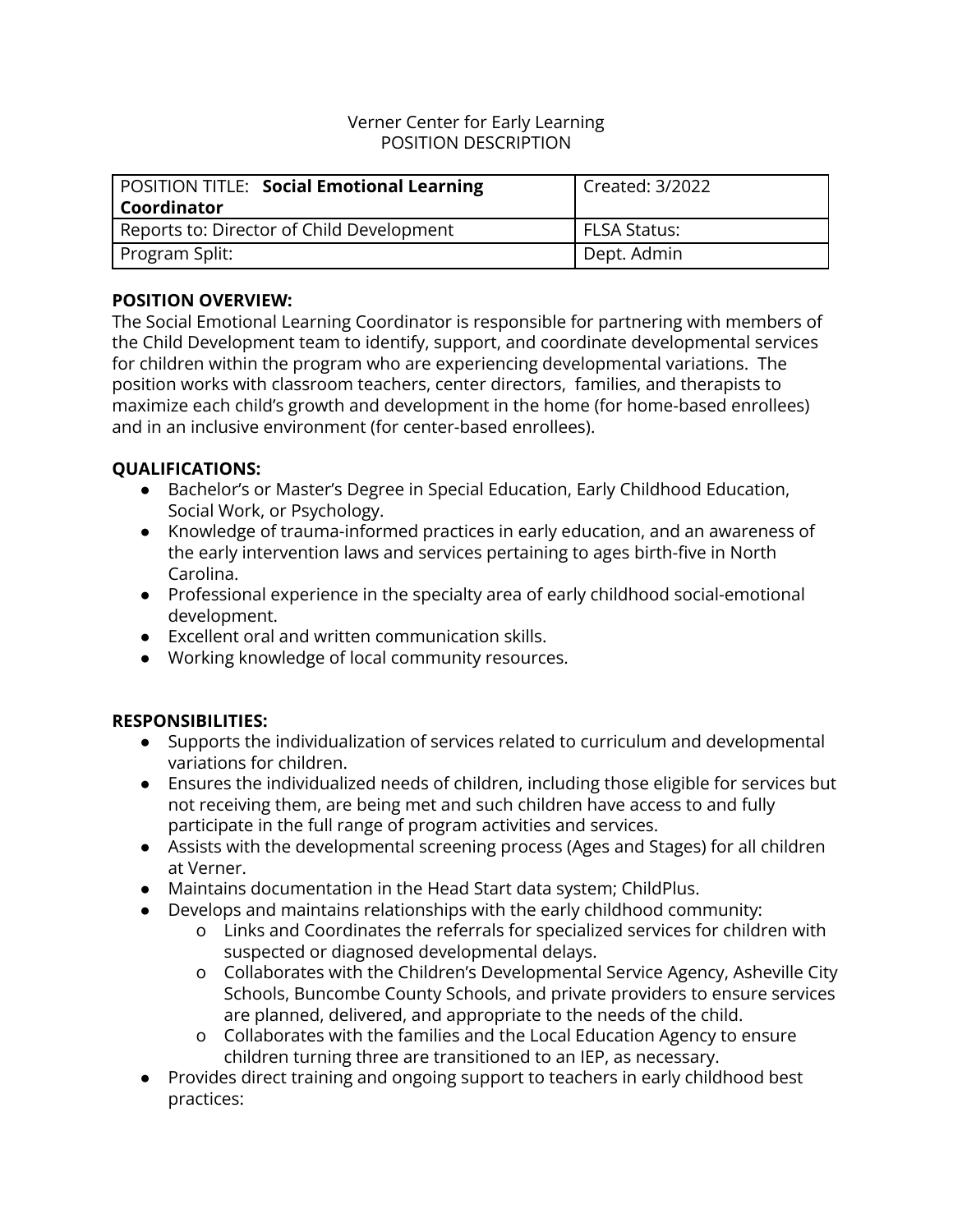Verner Center for Early Learning
POSITION DESCRIPTION

| POSITION TITLE: **Social Emotional Learning Coordinator** | Created: 3/2022 |
|---|---|
| Reports to: Director of Child Development | FLSA Status: |
| Program Split: | Dept. Admin |

**POSITION OVERVIEW:**
The Social Emotional Learning Coordinator is responsible for partnering with members of the Child Development team to identify, support, and coordinate developmental services for children within the program who are experiencing developmental variations. The position works with classroom teachers, center directors, families, and therapists to maximize each child's growth and development in the home (for home-based enrollees) and in an inclusive environment (for center-based enrollees).

**QUALIFICATIONS:**

- Bachelor's or Master's Degree in Special Education, Early Childhood Education, Social Work, or Psychology.
- Knowledge of trauma-informed practices in early education, and an awareness of the early intervention laws and services pertaining to ages birth-five in North Carolina.
- Professional experience in the specialty area of early childhood social-emotional development.
- Excellent oral and written communication skills.
- Working knowledge of local community resources.

**RESPONSIBILITIES:**

- Supports the individualization of services related to curriculum and developmental variations for children.
- Ensures the individualized needs of children, including those eligible for services but not receiving them, are being met and such children have access to and fully participate in the full range of program activities and services.
- Assists with the developmental screening process (Ages and Stages) for all children at Verner.
- Maintains documentation in the Head Start data system; ChildPlus.
- Develops and maintains relationships with the early childhood community:
  - Links and Coordinates the referrals for specialized services for children with suspected or diagnosed developmental delays.
  - Collaborates with the Children's Developmental Service Agency, Asheville City Schools, Buncombe County Schools, and private providers to ensure services are planned, delivered, and appropriate to the needs of the child.
  - Collaborates with the families and the Local Education Agency to ensure children turning three are transitioned to an IEP, as necessary.
- Provides direct training and ongoing support to teachers in early childhood best practices: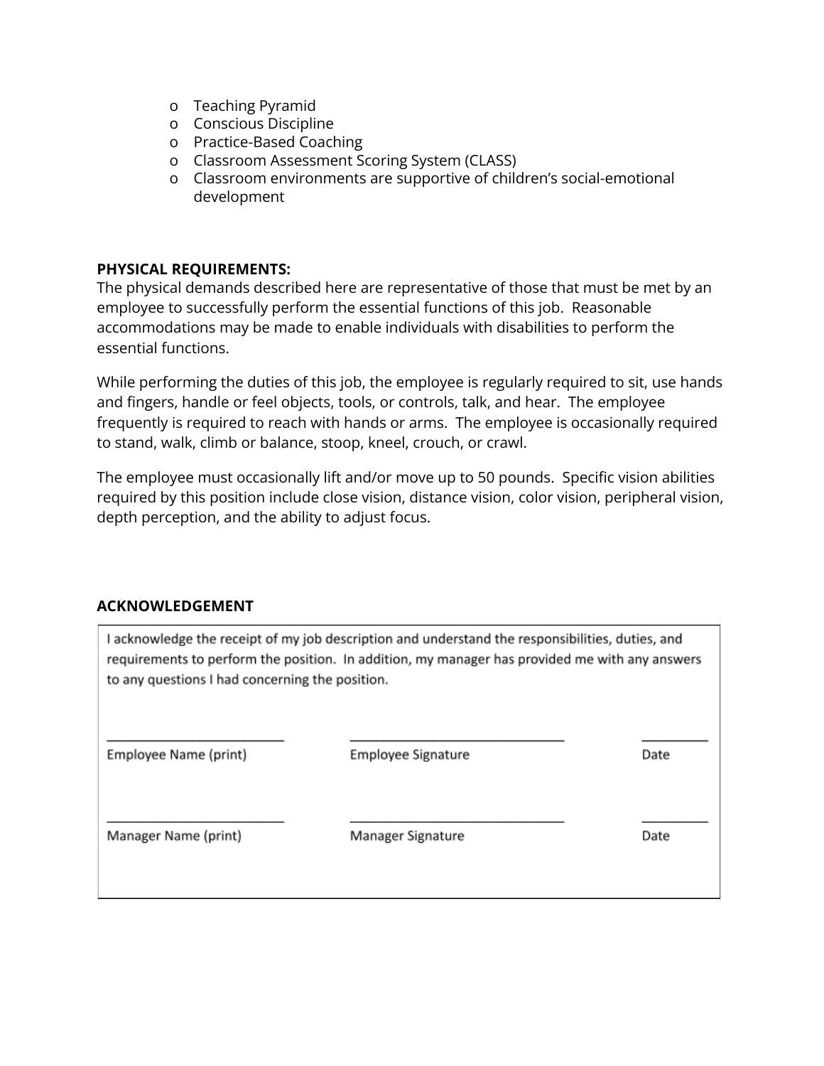- Teaching Pyramid
- Conscious Discipline
- Practice-Based Coaching
- Classroom Assessment Scoring System (CLASS)
- Classroom environments are supportive of children's social-emotional development

**PHYSICAL REQUIREMENTS:**

The physical demands described here are representative of those that must be met by an employee to successfully perform the essential functions of this job. Reasonable accommodations may be made to enable individuals with disabilities to perform the essential functions.

While performing the duties of this job, the employee is regularly required to sit, use hands and fingers, handle or feel objects, tools, or controls, talk, and hear. The employee frequently is required to reach with hands or arms. The employee is occasionally required to stand, walk, climb or balance, stoop, kneel, crouch, or crawl.

The employee must occasionally lift and/or move up to 50 pounds. Specific vision abilities required by this position include close vision, distance vision, color vision, peripheral vision, depth perception, and the ability to adjust focus.

**ACKNOWLEDGEMENT**

I acknowledge the receipt of my job description and understand the responsibilities, duties, and requirements to perform the position. In addition, my manager has provided me with any answers to any questions I had concerning the position.

| | | |
|---|---|---|
| ________________________ | ______________________________ | __________ |
| Employee Name (print) | Employee Signature | Date |
| ________________________ | ______________________________ | __________ |
| Manager Name (print) | Manager Signature | Date |